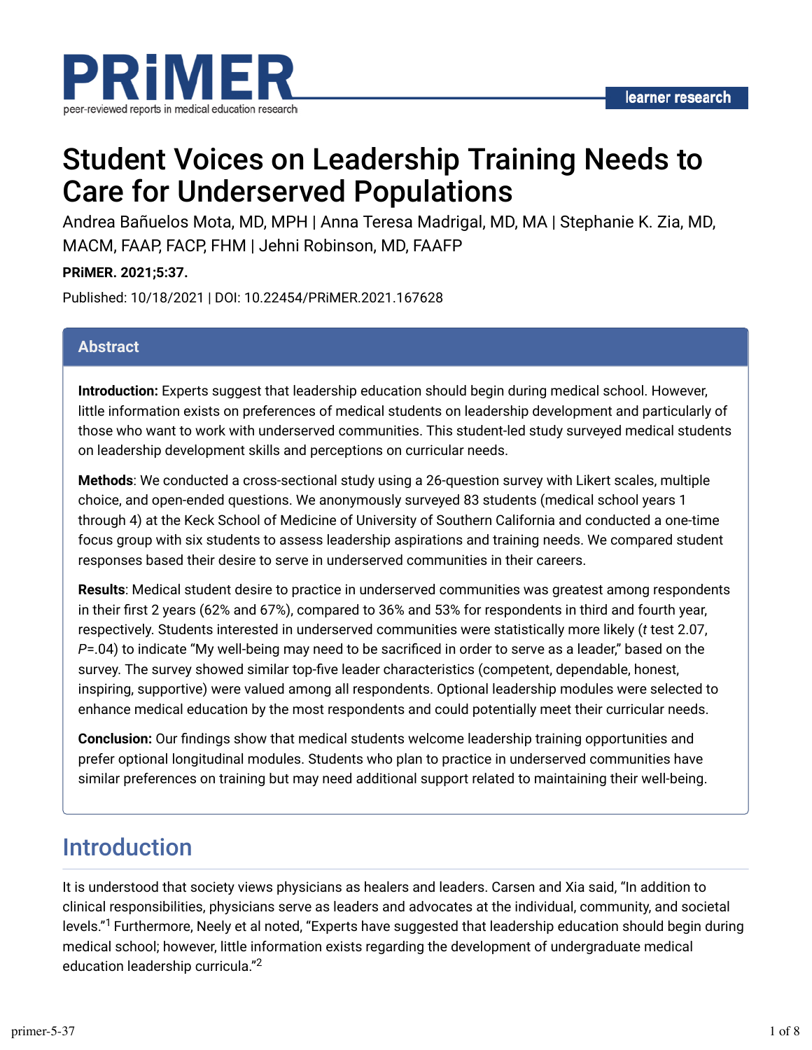# Student Voices on Leadership Training Needs to Care for Underserved Populations

Andrea Bañuelos Mota, MD, MPH | Anna Teresa Madrigal, MD, MA | Stephanie K. Zia, MD, MACM, FAAP, FACP, FHM | Jehni Robinson, MD, FAAFP

**PRiMER. 2021;5:37.**

Published: 10/18/2021 | DOI: 10.22454/PRiMER.2021.167628

## Abstract

**Introduction:** Experts suggest that leadership education should begin during medical school. However, little information exists on preferences of medical students on leadership development and particularly of those who want to work with underserved communities. This student-led study surveyed medical students on leadership development skills and perceptions on curricular needs.

**Methods**: We conducted a cross-sectional study using a 26-question survey with Likert scales, multiple choice, and open-ended questions. We anonymously surveyed 83 students (medical school years 1 through 4) at the Keck School of Medicine of University of Southern California and conducted a one-time focus group with six students to assess leadership aspirations and training needs. We compared student responses based their desire to serve in underserved communities in their careers.

**Results**: Medical student desire to practice in underserved communities was greatest among respondents in their first 2 years (62% and 67%), compared to 36% and 53% for respondents in third and fourth year, respectively. Students interested in underserved communities were statistically more likely (*t* test 2.07, *P*=.04) to indicate "My well-being may need to be sacrificed in order to serve as a leader," based on the survey. The survey showed similar top-five leader characteristics (competent, dependable, honest, inspiring, supportive) were valued among all respondents. Optional leadership modules were selected to enhance medical education by the most respondents and could potentially meet their curricular needs.

**Conclusion:** Our findings show that medical students welcome leadership training opportunities and prefer optional longitudinal modules. Students who plan to practice in underserved communities have similar preferences on training but may need additional support related to maintaining their well-being.

## Introduction

It is understood that society views physicians as healers and leaders. Carsen and Xia said, "In addition to clinical responsibilities, physicians serve as leaders and advocates at the individual, community, and societal levels."[1] Furthermore, Neely et al noted, "Experts have suggested that leadership education should begin during medical school; however, little information exists regarding the development of undergraduate medical education leadership curricula."[2]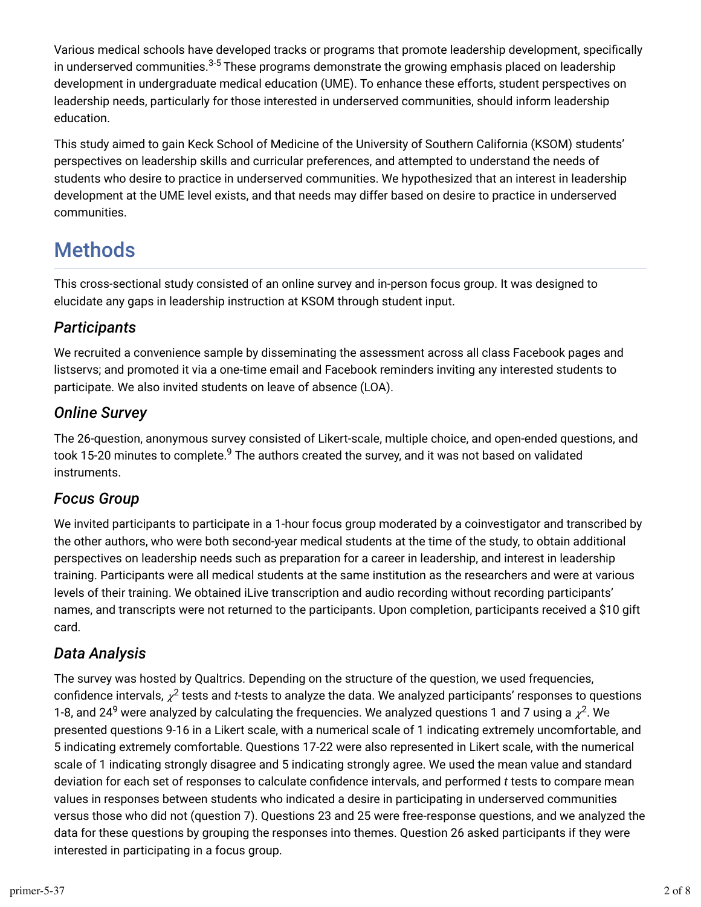Various medical schools have developed tracks or programs that promote leadership development, specifically in underserved communities.[3-5] These programs demonstrate the growing emphasis placed on leadership development in undergraduate medical education (UME). To enhance these efforts, student perspectives on leadership needs, particularly for those interested in underserved communities, should inform leadership education.

This study aimed to gain Keck School of Medicine of the University of Southern California (KSOM) students' perspectives on leadership skills and curricular preferences, and attempted to understand the needs of students who desire to practice in underserved communities. We hypothesized that an interest in leadership development at the UME level exists, and that needs may differ based on desire to practice in underserved communities.

# Methods

This cross-sectional study consisted of an online survey and in-person focus group. It was designed to elucidate any gaps in leadership instruction at KSOM through student input.

## *Participants*

We recruited a convenience sample by disseminating the assessment across all class Facebook pages and listservs; and promoted it via a one-time email and Facebook reminders inviting any interested students to participate. We also invited students on leave of absence (LOA).

## *Online Survey*

The 26-question, anonymous survey consisted of Likert-scale, multiple choice, and open-ended questions, and took 15-20 minutes to complete.[9] The authors created the survey, and it was not based on validated instruments.

## *Focus Group*

We invited participants to participate in a 1-hour focus group moderated by a coinvestigator and transcribed by the other authors, who were both second-year medical students at the time of the study, to obtain additional perspectives on leadership needs such as preparation for a career in leadership, and interest in leadership training. Participants were all medical students at the same institution as the researchers and were at various levels of their training. We obtained iLive transcription and audio recording without recording participants' names, and transcripts were not returned to the participants. Upon completion, participants received a $10 gift card.

## *Data Analysis*

The survey was hosted by Qualtrics. Depending on the structure of the question, we used frequencies, confidence intervals, $\chi^2$ tests and *t*-tests to analyze the data. We analyzed participants' responses to questions 1-8, and 24[9] were analyzed by calculating the frequencies. We analyzed questions 1 and 7 using a $\chi^2$. We presented questions 9-16 in a Likert scale, with a numerical scale of 1 indicating extremely uncomfortable, and 5 indicating extremely comfortable. Questions 17-22 were also represented in Likert scale, with the numerical scale of 1 indicating strongly disagree and 5 indicating strongly agree. We used the mean value and standard deviation for each set of responses to calculate confidence intervals, and performed *t* tests to compare mean values in responses between students who indicated a desire in participating in underserved communities versus those who did not (question 7). Questions 23 and 25 were free-response questions, and we analyzed the data for these questions by grouping the responses into themes. Question 26 asked participants if they were interested in participating in a focus group.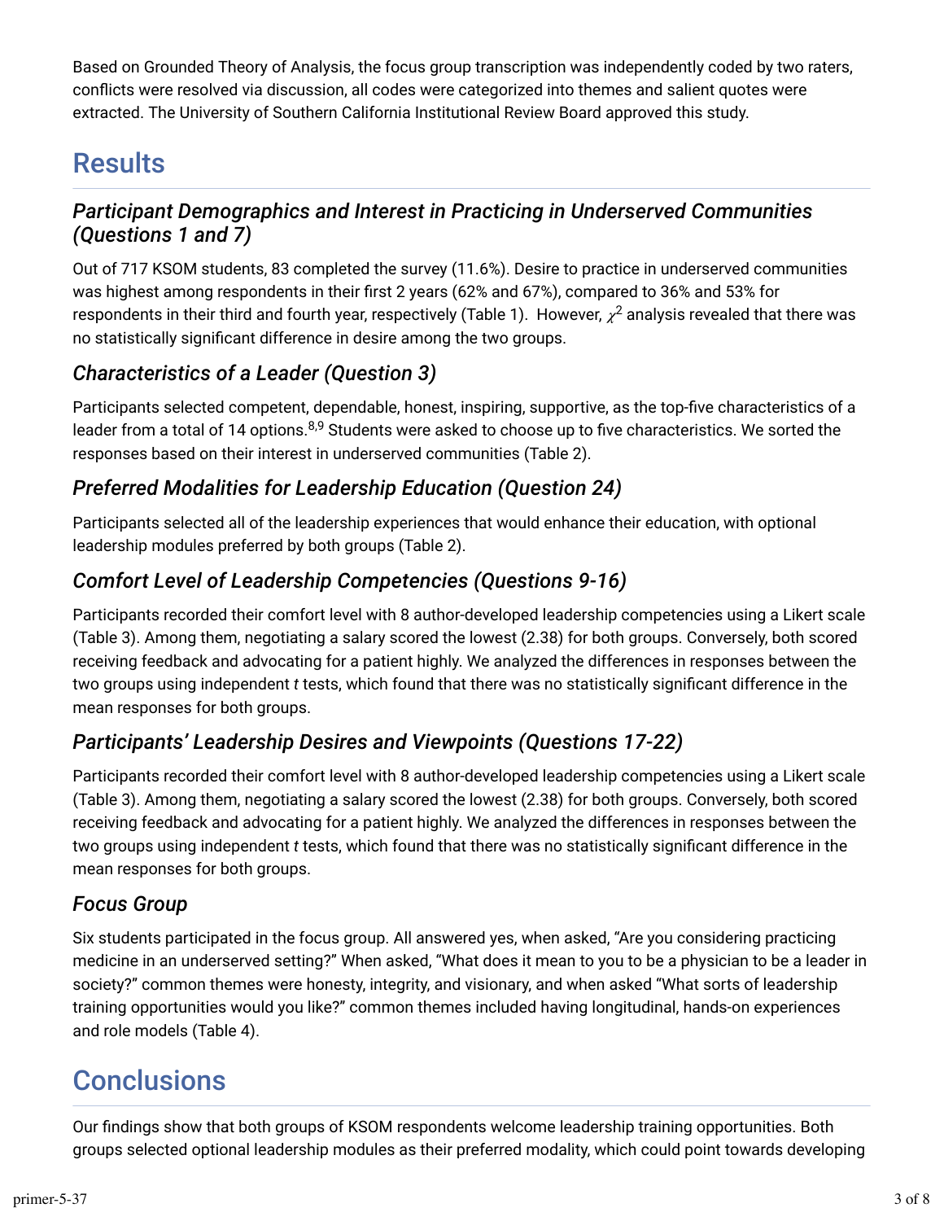Based on Grounded Theory of Analysis, the focus group transcription was independently coded by two raters, conflicts were resolved via discussion, all codes were categorized into themes and salient quotes were extracted. The University of Southern California Institutional Review Board approved this study.

# Results

## *Participant Demographics and Interest in Practicing in Underserved Communities (Questions 1 and 7)*

Out of 717 KSOM students, 83 completed the survey (11.6%). Desire to practice in underserved communities was highest among respondents in their first 2 years (62% and 67%), compared to 36% and 53% for respondents in their third and fourth year, respectively (Table 1). However, $\chi^2$ analysis revealed that there was no statistically significant difference in desire among the two groups.

## *Characteristics of a Leader (Question 3)*

Participants selected competent, dependable, honest, inspiring, supportive, as the top-five characteristics of a leader from a total of 14 options.[8,9] Students were asked to choose up to five characteristics. We sorted the responses based on their interest in underserved communities (Table 2).

## *Preferred Modalities for Leadership Education (Question 24)*

Participants selected all of the leadership experiences that would enhance their education, with optional leadership modules preferred by both groups (Table 2).

## *Comfort Level of Leadership Competencies (Questions 9-16)*

Participants recorded their comfort level with 8 author-developed leadership competencies using a Likert scale (Table 3). Among them, negotiating a salary scored the lowest (2.38) for both groups. Conversely, both scored receiving feedback and advocating for a patient highly. We analyzed the differences in responses between the two groups using independent *t* tests, which found that there was no statistically significant difference in the mean responses for both groups.

## *Participants' Leadership Desires and Viewpoints (Questions 17-22)*

Participants recorded their comfort level with 8 author-developed leadership competencies using a Likert scale (Table 3). Among them, negotiating a salary scored the lowest (2.38) for both groups. Conversely, both scored receiving feedback and advocating for a patient highly. We analyzed the differences in responses between the two groups using independent *t* tests, which found that there was no statistically significant difference in the mean responses for both groups.

## *Focus Group*

Six students participated in the focus group. All answered yes, when asked, "Are you considering practicing medicine in an underserved setting?" When asked, "What does it mean to you to be a physician to be a leader in society?" common themes were honesty, integrity, and visionary, and when asked "What sorts of leadership training opportunities would you like?" common themes included having longitudinal, hands-on experiences and role models (Table 4).

# Conclusions

Our findings show that both groups of KSOM respondents welcome leadership training opportunities. Both groups selected optional leadership modules as their preferred modality, which could point towards developing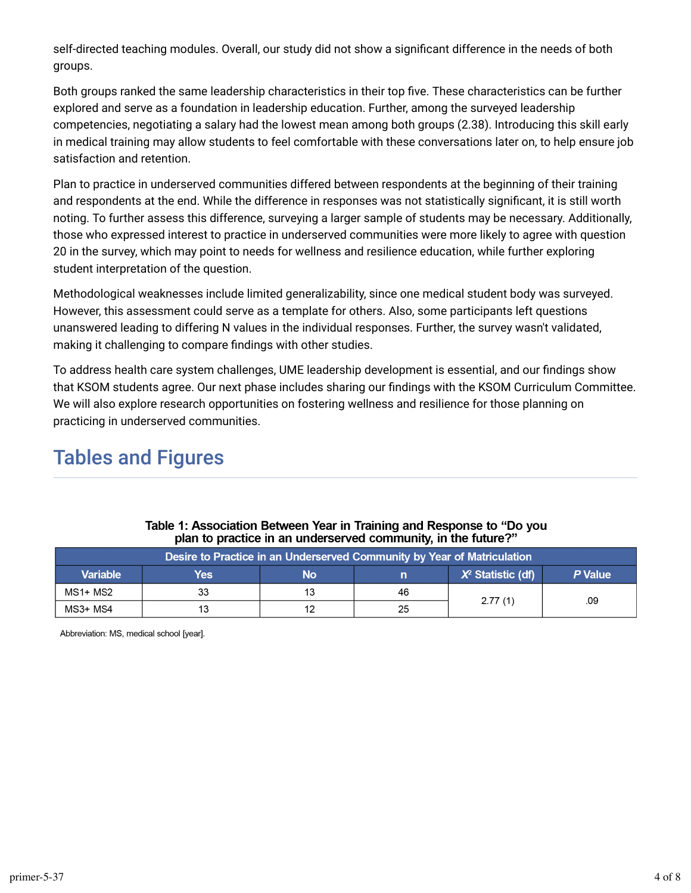self-directed teaching modules. Overall, our study did not show a significant difference in the needs of both groups.

Both groups ranked the same leadership characteristics in their top five. These characteristics can be further explored and serve as a foundation in leadership education. Further, among the surveyed leadership competencies, negotiating a salary had the lowest mean among both groups (2.38). Introducing this skill early in medical training may allow students to feel comfortable with these conversations later on, to help ensure job satisfaction and retention.

Plan to practice in underserved communities differed between respondents at the beginning of their training and respondents at the end. While the difference in responses was not statistically significant, it is still worth noting. To further assess this difference, surveying a larger sample of students may be necessary. Additionally, those who expressed interest to practice in underserved communities were more likely to agree with question 20 in the survey, which may point to needs for wellness and resilience education, while further exploring student interpretation of the question.

Methodological weaknesses include limited generalizability, since one medical student body was surveyed. However, this assessment could serve as a template for others. Also, some participants left questions unanswered leading to differing N values in the individual responses. Further, the survey wasn't validated, making it challenging to compare findings with other studies.

To address health care system challenges, UME leadership development is essential, and our findings show that KSOM students agree. Our next phase includes sharing our findings with the KSOM Curriculum Committee. We will also explore research opportunities on fostering wellness and resilience for those planning on practicing in underserved communities.

## Tables and Figures

**Table 1: Association Between Year in Training and Response to "Do you plan to practice in an underserved community, in the future?"**

| Desire to Practice in an Underserved Community by Year of Matriculation | | | | | |
|---|---|---|---|---|---|
| Variable | Yes | No | n | $X^2$ Statistic (df) | *P* Value |
| MS1+ MS2 | 33 | 13 | 46 | 2.77 (1) | .09 |
| MS3+ MS4 | 13 | 12 | 25 | | |

Abbreviation: MS, medical school [year].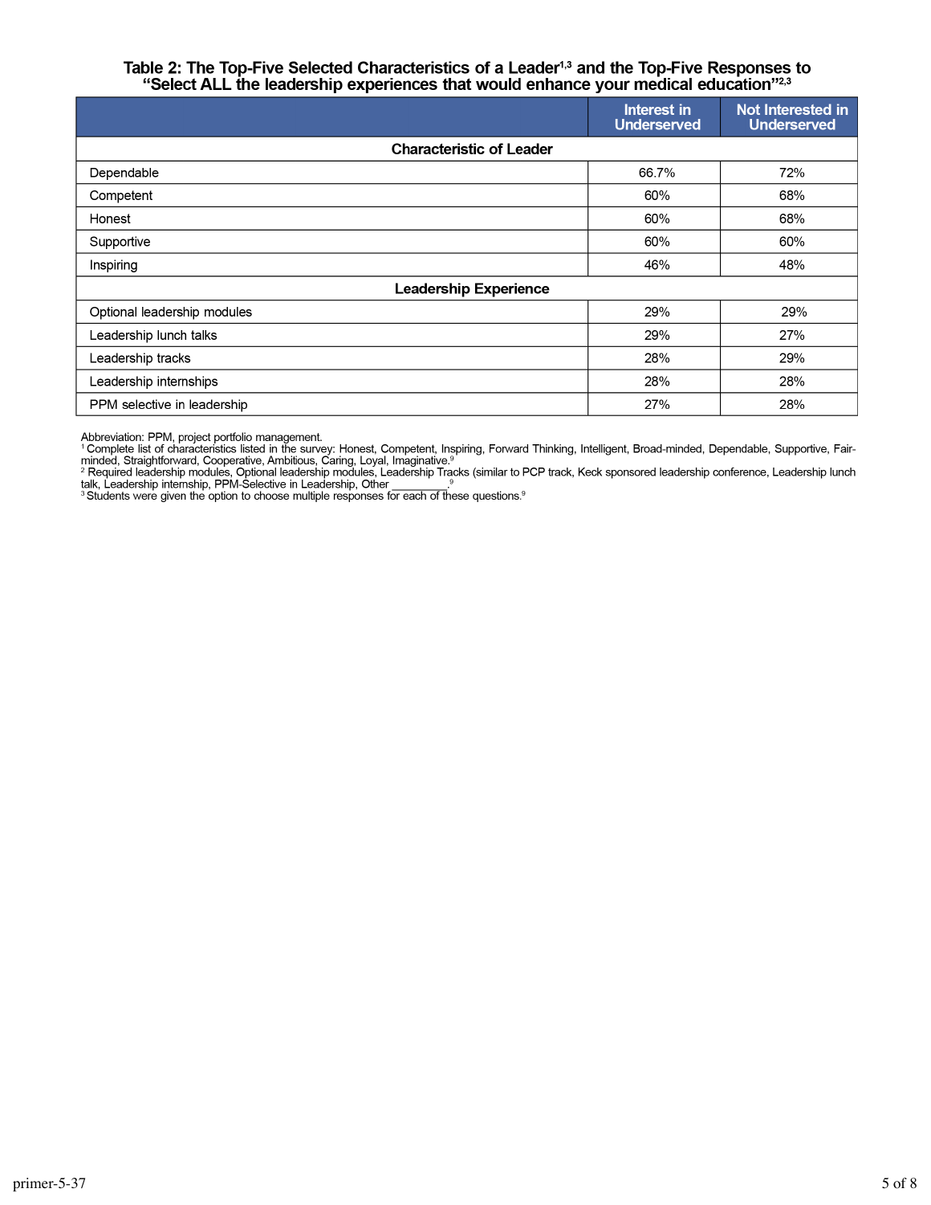**Table 2: The Top-Five Selected Characteristics of a Leader[1,3] and the Top-Five Responses to "Select ALL the leadership experiences that would enhance your medical education"[2,3]**

| | Interest in Underserved | Not Interested in Underserved |
|---|---|---|
| **Characteristic of Leader** | | |
| Dependable | 66.7% | 72% |
| Competent | 60% | 68% |
| Honest | 60% | 68% |
| Supportive | 60% | 60% |
| Inspiring | 46% | 48% |
| **Leadership Experience** | | |
| Optional leadership modules | 29% | 29% |
| Leadership lunch talks | 29% | 27% |
| Leadership tracks | 28% | 29% |
| Leadership internships | 28% | 28% |
| PPM selective in leadership | 27% | 28% |

Abbreviation: PPM, project portfolio management.
[1] Complete list of characteristics listed in the survey: Honest, Competent, Inspiring, Forward Thinking, Intelligent, Broad-minded, Dependable, Supportive, Fair-minded, Straightforward, Cooperative, Ambitious, Caring, Loyal, Imaginative.[9]
[2] Required leadership modules, Optional leadership modules, Leadership Tracks (similar to PCP track, Keck sponsored leadership conference, Leadership lunch talk, Leadership internship, PPM-Selective in Leadership, Other __________.[9]
[3] Students were given the option to choose multiple responses for each of these questions.[9]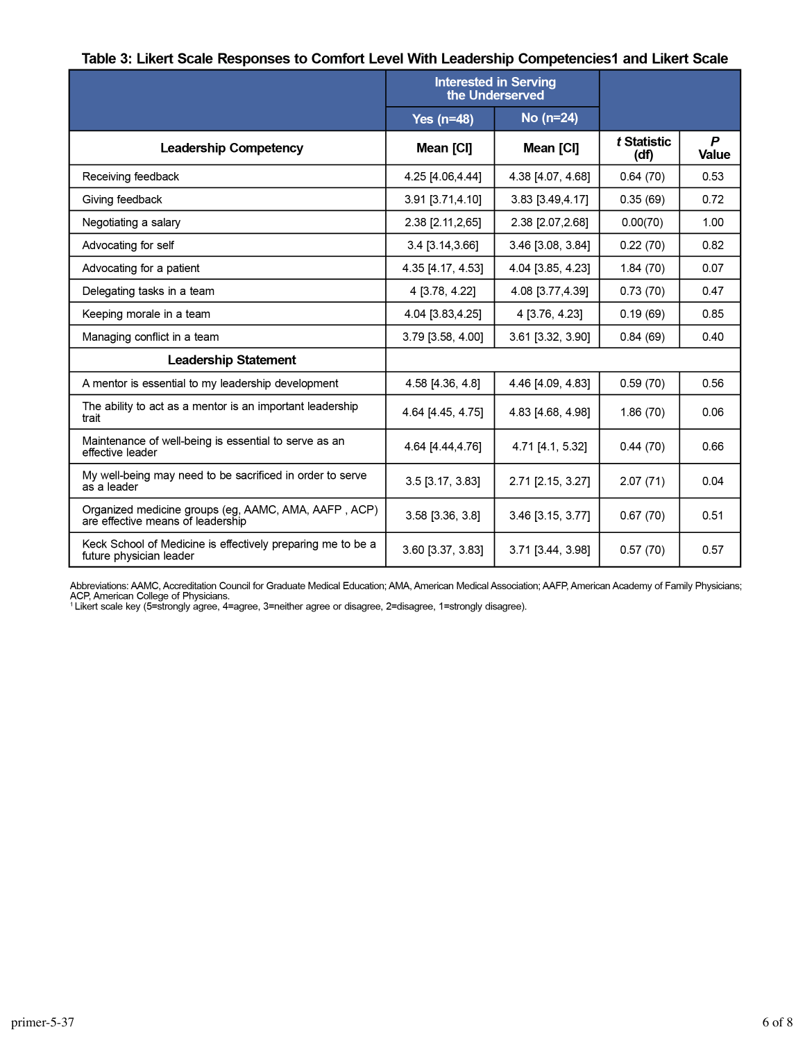**Table 3: Likert Scale Responses to Comfort Level With Leadership Competencies1 and Likert Scale**

| | Interested in Serving the Underserved | | | |
|---|---|---|---|---|
| | Yes (n=48) | No (n=24) | | |
| **Leadership Competency** | **Mean [CI]** | **Mean [CI]** | ***t* Statistic (df)** | ***P* Value** |
| Receiving feedback | 4.25 [4.06,4.44] | 4.38 [4.07, 4.68] | 0.64 (70) | 0.53 |
| Giving feedback | 3.91 [3.71,4.10] | 3.83 [3.49,4.17] | 0.35 (69) | 0.72 |
| Negotiating a salary | 2.38 [2.11,2,65] | 2.38 [2.07,2.68] | 0.00(70) | 1.00 |
| Advocating for self | 3.4 [3.14,3.66] | 3.46 [3.08, 3.84] | 0.22 (70) | 0.82 |
| Advocating for a patient | 4.35 [4.17, 4.53] | 4.04 [3.85, 4.23] | 1.84 (70) | 0.07 |
| Delegating tasks in a team | 4 [3.78, 4.22] | 4.08 [3.77,4.39] | 0.73 (70) | 0.47 |
| Keeping morale in a team | 4.04 [3.83,4.25] | 4 [3.76, 4.23] | 0.19 (69) | 0.85 |
| Managing conflict in a team | 3.79 [3.58, 4.00] | 3.61 [3.32, 3.90] | 0.84 (69) | 0.40 |
| **Leadership Statement** | | | | |
| A mentor is essential to my leadership development | 4.58 [4.36, 4.8] | 4.46 [4.09, 4.83] | 0.59 (70) | 0.56 |
| The ability to act as a mentor is an important leadership trait | 4.64 [4.45, 4.75] | 4.83 [4.68, 4.98] | 1.86 (70) | 0.06 |
| Maintenance of well-being is essential to serve as an effective leader | 4.64 [4.44,4.76] | 4.71 [4.1, 5.32] | 0.44 (70) | 0.66 |
| My well-being may need to be sacrificed in order to serve as a leader | 3.5 [3.17, 3.83] | 2.71 [2.15, 3.27] | 2.07 (71) | 0.04 |
| Organized medicine groups (eg, AAMC, AMA, AAFP , ACP) are effective means of leadership | 3.58 [3.36, 3.8] | 3.46 [3.15, 3.77] | 0.67 (70) | 0.51 |
| Keck School of Medicine is effectively preparing me to be a future physician leader | 3.60 [3.37, 3.83] | 3.71 [3.44, 3.98] | 0.57 (70) | 0.57 |

Abbreviations: AAMC, Accreditation Council for Graduate Medical Education; AMA, American Medical Association; AAFP, American Academy of Family Physicians; ACP, American College of Physicians.

[1] Likert scale key (5=strongly agree, 4=agree, 3=neither agree or disagree, 2=disagree, 1=strongly disagree).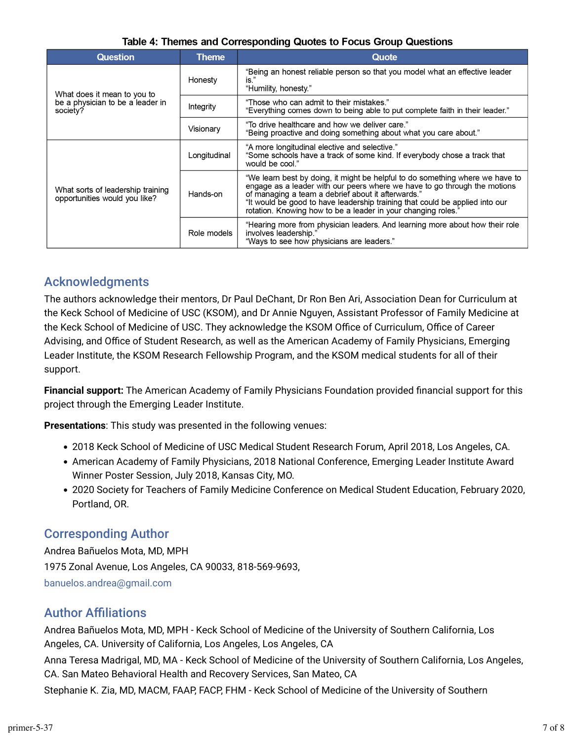**Table 4: Themes and Corresponding Quotes to Focus Group Questions**

| Question | Theme | Quote |
|---|---|---|
| What does it mean to you to be a physician to be a leader in society? | Honesty | "Being an honest reliable person so that you model what an effective leader is." "Humility, honesty." |
| | Integrity | "Those who can admit to their mistakes." "Everything comes down to being able to put complete faith in their leader." |
| | Visionary | "To drive healthcare and how we deliver care." "Being proactive and doing something about what you care about." |
| What sorts of leadership training opportunities would you like? | Longitudinal | "A more longitudinal elective and selective." "Some schools have a track of some kind. If everybody chose a track that would be cool." |
| | Hands-on | "We learn best by doing, it might be helpful to do something where we have to engage as a leader with our peers where we have to go through the motions of managing a team a debrief about it afterwards." "It would be good to have leadership training that could be applied into our rotation. Knowing how to be a leader in your changing roles." |
| | Role models | "Hearing more from physician leaders. And learning more about how their role involves leadership." "Ways to see how physicians are leaders." |

## Acknowledgments

The authors acknowledge their mentors, Dr Paul DeChant, Dr Ron Ben Ari, Association Dean for Curriculum at the Keck School of Medicine of USC (KSOM), and Dr Annie Nguyen, Assistant Professor of Family Medicine at the Keck School of Medicine of USC. They acknowledge the KSOM Office of Curriculum, Office of Career Advising, and Office of Student Research, as well as the American Academy of Family Physicians, Emerging Leader Institute, the KSOM Research Fellowship Program, and the KSOM medical students for all of their support.

**Financial support:** The American Academy of Family Physicians Foundation provided financial support for this project through the Emerging Leader Institute.

**Presentations**: This study was presented in the following venues:

- 2018 Keck School of Medicine of USC Medical Student Research Forum, April 2018, Los Angeles, CA.
- American Academy of Family Physicians, 2018 National Conference, Emerging Leader Institute Award Winner Poster Session, July 2018, Kansas City, MO.
- 2020 Society for Teachers of Family Medicine Conference on Medical Student Education, February 2020, Portland, OR.

## Corresponding Author

Andrea Bañuelos Mota, MD, MPH

1975 Zonal Avenue, Los Angeles, CA 90033, 818-569-9693,

banuelos.andrea@gmail.com

## Author Affiliations

Andrea Bañuelos Mota, MD, MPH - Keck School of Medicine of the University of Southern California, Los Angeles, CA. University of California, Los Angeles, Los Angeles, CA

Anna Teresa Madrigal, MD, MA - Keck School of Medicine of the University of Southern California, Los Angeles, CA. San Mateo Behavioral Health and Recovery Services, San Mateo, CA

Stephanie K. Zia, MD, MACM, FAAP, FACP, FHM - Keck School of Medicine of the University of Southern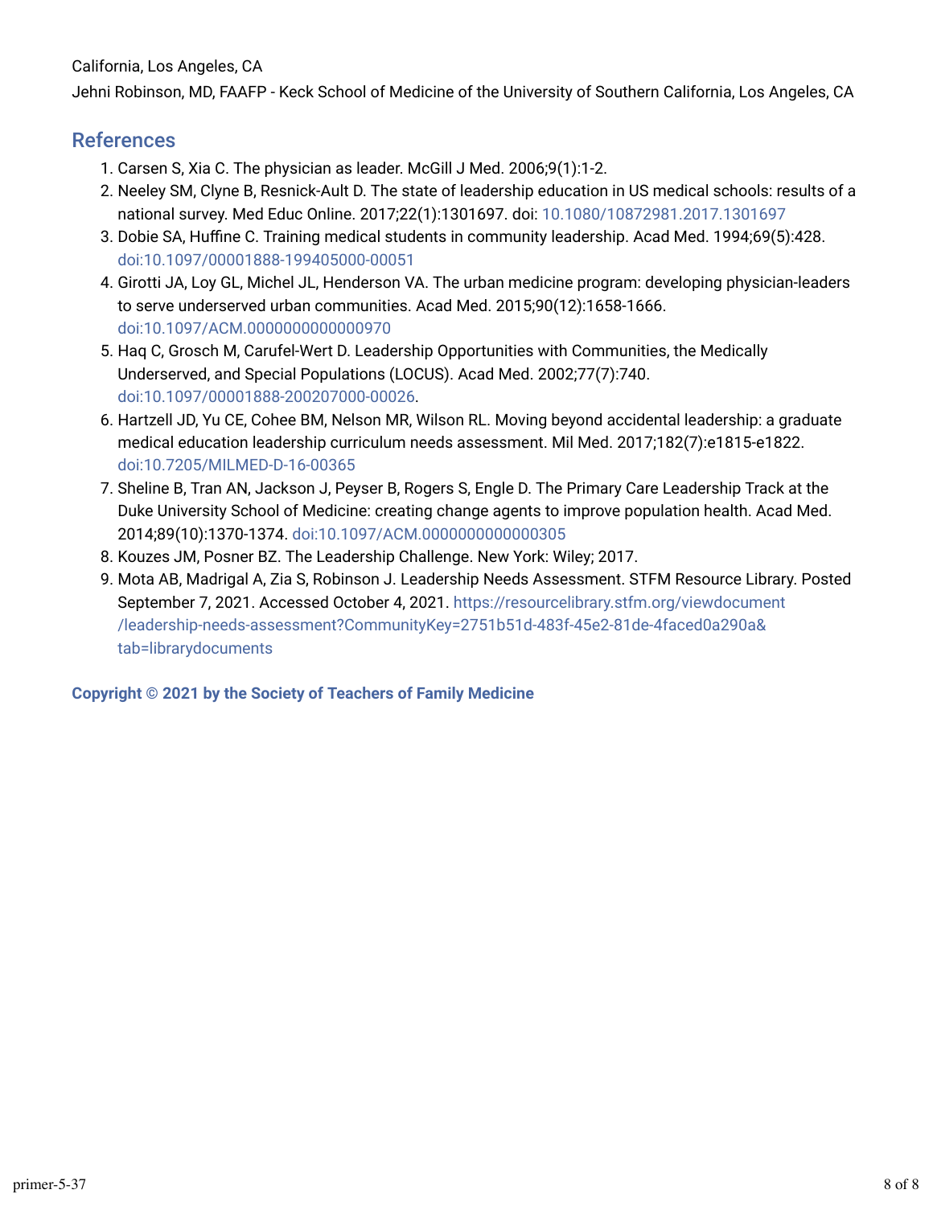California, Los Angeles, CA

Jehni Robinson, MD, FAAFP - Keck School of Medicine of the University of Southern California, Los Angeles, CA

## References

1. Carsen S, Xia C. The physician as leader. McGill J Med. 2006;9(1):1-2.
2. Neeley SM, Clyne B, Resnick-Ault D. The state of leadership education in US medical schools: results of a national survey. Med Educ Online. 2017;22(1):1301697. doi: 10.1080/10872981.2017.1301697
3. Dobie SA, Huffine C. Training medical students in community leadership. Acad Med. 1994;69(5):428. doi:10.1097/00001888-199405000-00051
4. Girotti JA, Loy GL, Michel JL, Henderson VA. The urban medicine program: developing physician-leaders to serve underserved urban communities. Acad Med. 2015;90(12):1658-1666. doi:10.1097/ACM.0000000000000970
5. Haq C, Grosch M, Carufel-Wert D. Leadership Opportunities with Communities, the Medically Underserved, and Special Populations (LOCUS). Acad Med. 2002;77(7):740. doi:10.1097/00001888-200207000-00026.
6. Hartzell JD, Yu CE, Cohee BM, Nelson MR, Wilson RL. Moving beyond accidental leadership: a graduate medical education leadership curriculum needs assessment. Mil Med. 2017;182(7):e1815-e1822. doi:10.7205/MILMED-D-16-00365
7. Sheline B, Tran AN, Jackson J, Peyser B, Rogers S, Engle D. The Primary Care Leadership Track at the Duke University School of Medicine: creating change agents to improve population health. Acad Med. 2014;89(10):1370-1374. doi:10.1097/ACM.0000000000000305
8. Kouzes JM, Posner BZ. The Leadership Challenge. New York: Wiley; 2017.
9. Mota AB, Madrigal A, Zia S, Robinson J. Leadership Needs Assessment. STFM Resource Library. Posted September 7, 2021. Accessed October 4, 2021. https://resourcelibrary.stfm.org/viewdocument/leadership-needs-assessment?CommunityKey=2751b51d-483f-45e2-81de-4faced0a290a&tab=librarydocuments

**Copyright © 2021 by the Society of Teachers of Family Medicine**